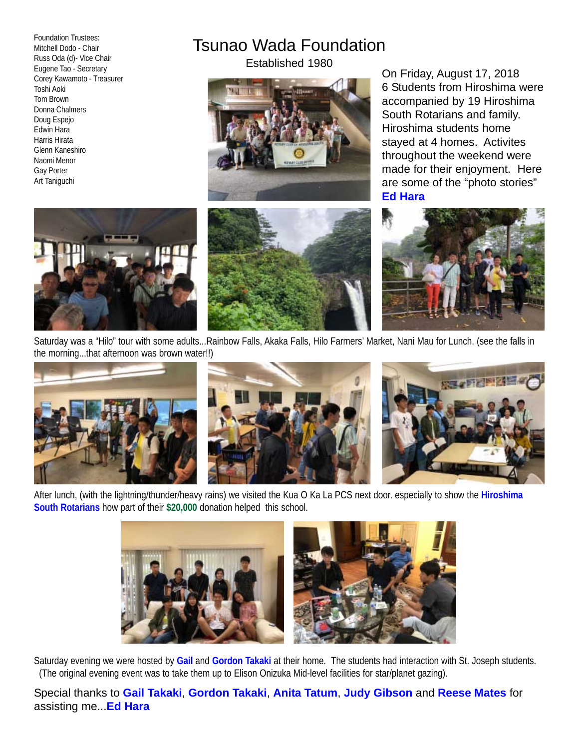Foundation Trustees:
Mitchell Dodo - Chair
Russ Oda (d)- Vice Chair
Eugene Tao - Secretary
Corey Kawamoto - Treasurer
Toshi Aoki
Tom Brown
Donna Chalmers
Doug Espejo
Edwin Hara
Harris Hirata
Glenn Kaneshiro
Naomi Menor
Gay Porter
Art Taniguchi

# Tsunao Wada Foundation

Established 1980

On Friday, August 17, 2018 6 Students from Hiroshima were accompanied by 19 Hiroshima South Rotarians and family. Hiroshima students home stayed at 4 homes. Activites throughout the weekend were made for their enjoyment. Here are some of the "photo stories" **Ed Hara**

Saturday was a "Hilo" tour with some adults...Rainbow Falls, Akaka Falls, Hilo Farmers' Market, Nani Mau for Lunch. (see the falls in the morning...that afternoon was brown water!!)

After lunch, (with the lightning/thunder/heavy rains) we visited the Kua O Ka La PCS next door. especially to show the **Hiroshima South Rotarians** how part of their **$20,000** donation helped this school.

Saturday evening we were hosted by **Gail** and **Gordon Takaki** at their home. The students had interaction with St. Joseph students. (The original evening event was to take them up to Elison Onizuka Mid-level facilities for star/planet gazing).

Special thanks to **Gail Takaki**, **Gordon Takaki**, **Anita Tatum**, **Judy Gibson** and **Reese Mates** for assisting me...**Ed Hara**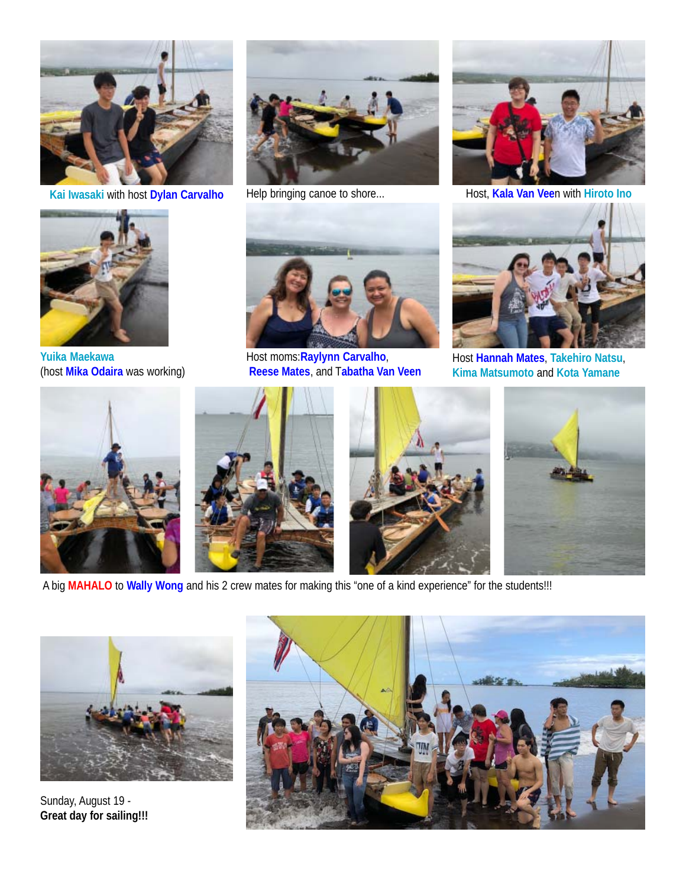Kai Iwasaki with host Dylan Carvalho

Help bringing canoe to shore...

Host, Kala Van Veen with Hiroto Ino

Yuika Maekawa
(host Mika Odaira was working)

Host moms: Raylynn Carvalho,
Reese Mates, and Tabatha Van Veen

Host Hannah Mates, Takehiro Natsu,
Kima Matsumoto and Kota Yamane

A big MAHALO to Wally Wong and his 2 crew mates for making this "one of a kind experience" for the students!!!

Sunday, August 19 -
**Great day for sailing!!!**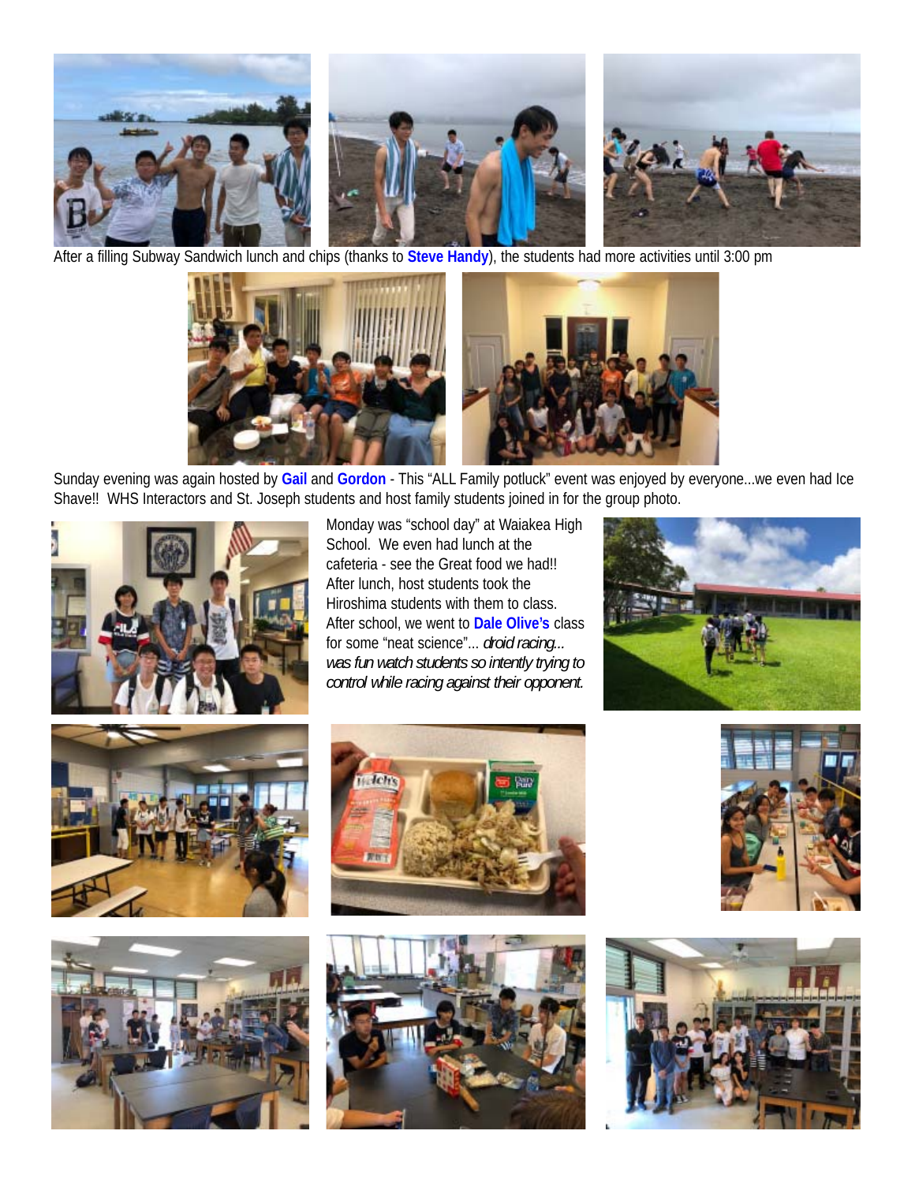After a filling Subway Sandwich lunch and chips (thanks to **Steve Handy**), the students had more activities until 3:00 pm

Sunday evening was again hosted by **Gail** and **Gordon** - This “ALL Family potluck” event was enjoyed by everyone...we even had Ice Shave!! WHS Interactors and St. Joseph students and host family students joined in for the group photo.

Monday was “school day” at Waiakea High School. We even had lunch at the cafeteria - see the Great food we had!! After lunch, host students took the Hiroshima students with them to class. After school, we went to **Dale Olive’s** class for some “neat science”... *droid racing... was fun watch students so intently trying to control while racing against their opponent.*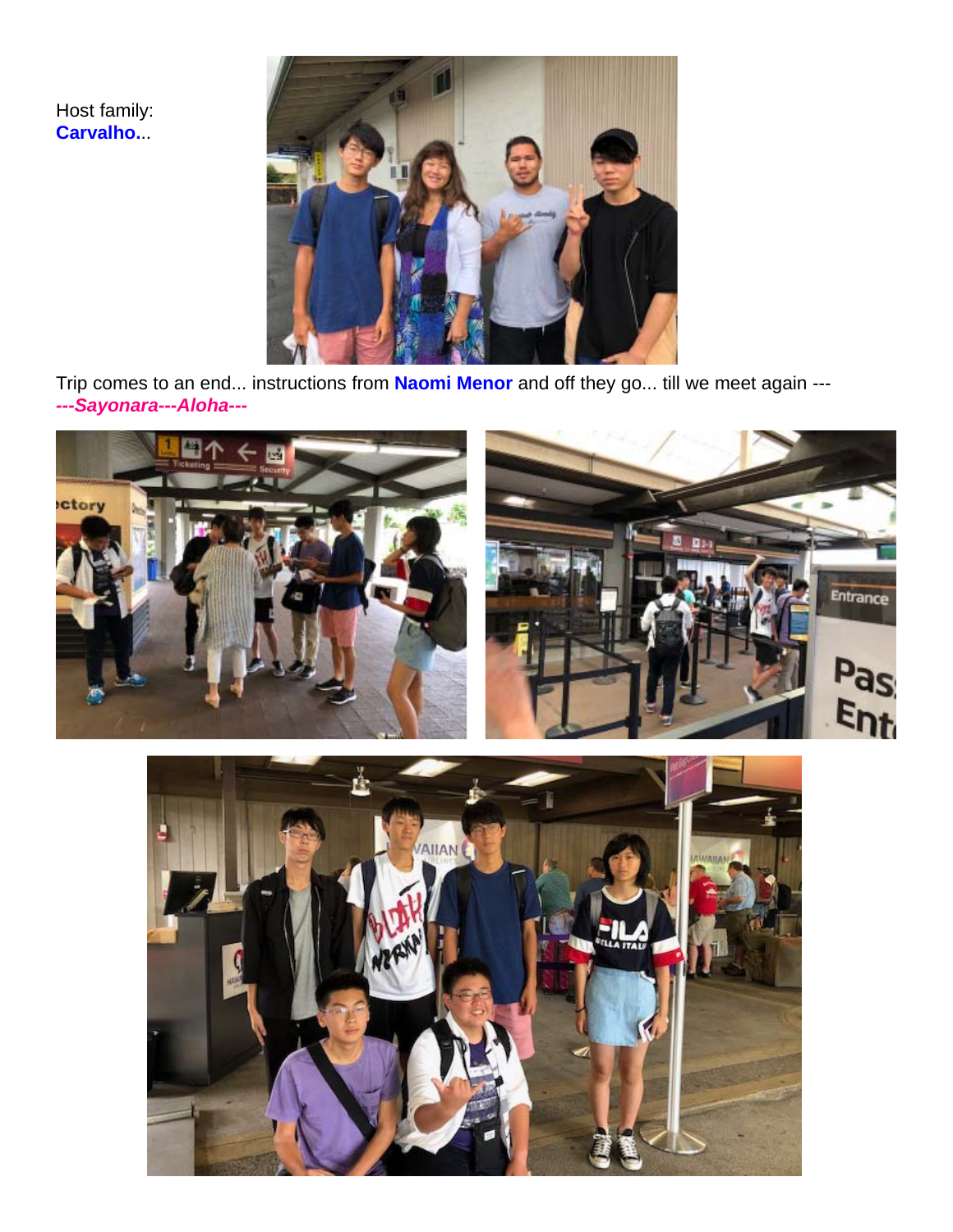Host family:
**Carvalho**...

Trip comes to an end... instructions from **Naomi Menor** and off they go... till we meet again ---
***---Sayonara---Aloha---***